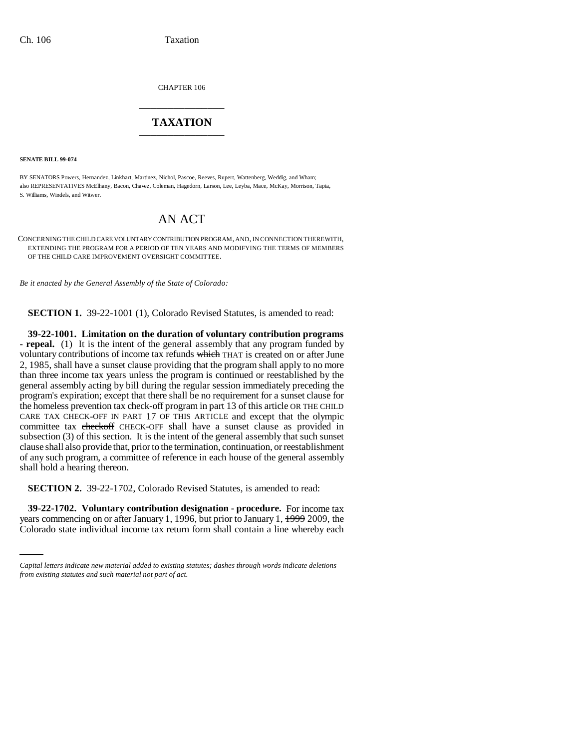CHAPTER 106

# TAXATION

**SENATE BILL 99-074**

BY SENATORS Powers, Hernandez, Linkhart, Martinez, Nichol, Pascoe, Reeves, Rupert, Wattenberg, Weddig, and Wham;
also REPRESENTATIVES McElhany, Bacon, Chavez, Coleman, Hagedorn, Larson, Lee, Leyba, Mace, McKay, Morrison, Tapia, S. Williams, Windels, and Witwer.

# AN ACT

CONCERNING THE CHILD CARE VOLUNTARY CONTRIBUTION PROGRAM, AND, IN CONNECTION THEREWITH, EXTENDING THE PROGRAM FOR A PERIOD OF TEN YEARS AND MODIFYING THE TERMS OF MEMBERS OF THE CHILD CARE IMPROVEMENT OVERSIGHT COMMITTEE.

*Be it enacted by the General Assembly of the State of Colorado:*

**SECTION 1.** 39-22-1001 (1), Colorado Revised Statutes, is amended to read:

**39-22-1001. Limitation on the duration of voluntary contribution programs - repeal.** (1) It is the intent of the general assembly that any program funded by voluntary contributions of income tax refunds ~~which~~ THAT is created on or after June 2, 1985, shall have a sunset clause providing that the program shall apply to no more than three income tax years unless the program is continued or reestablished by the general assembly acting by bill during the regular session immediately preceding the program's expiration; except that there shall be no requirement for a sunset clause for the homeless prevention tax check-off program in part 13 of this article OR THE CHILD CARE TAX CHECK-OFF IN PART 17 OF THIS ARTICLE and except that the olympic committee tax ~~checkoff~~ CHECK-OFF shall have a sunset clause as provided in subsection (3) of this section. It is the intent of the general assembly that such sunset clause shall also provide that, prior to the termination, continuation, or reestablishment of any such program, a committee of reference in each house of the general assembly shall hold a hearing thereon.

**SECTION 2.** 39-22-1702, Colorado Revised Statutes, is amended to read:

**39-22-1702. Voluntary contribution designation - procedure.** For income tax years commencing on or after January 1, 1996, but prior to January 1, ~~1999~~ 2009, the Colorado state individual income tax return form shall contain a line whereby each

*Capital letters indicate new material added to existing statutes; dashes through words indicate deletions from existing statutes and such material not part of act.*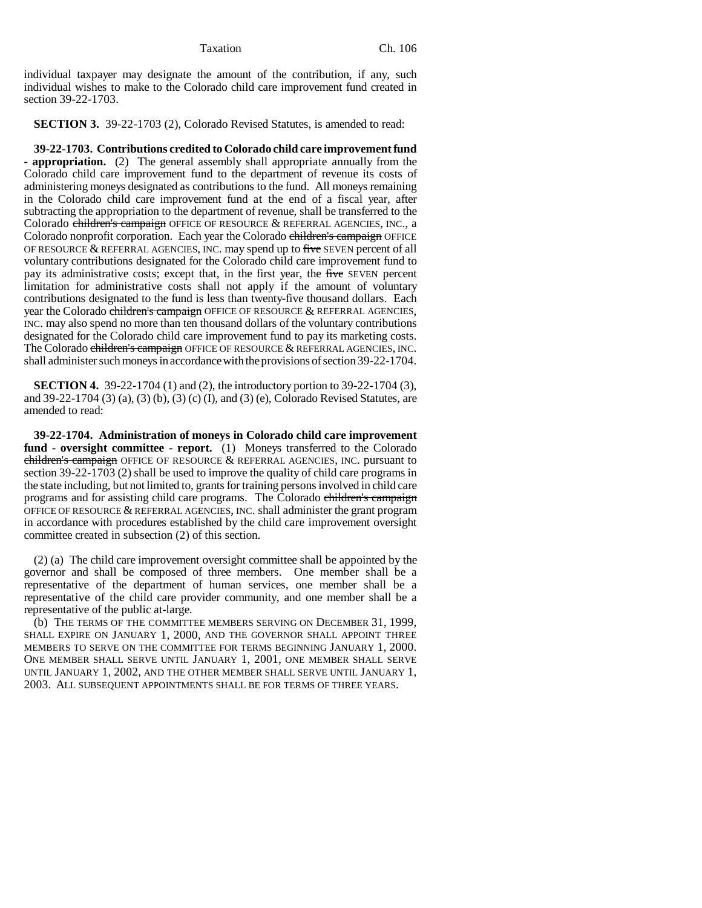individual taxpayer may designate the amount of the contribution, if any, such individual wishes to make to the Colorado child care improvement fund created in section 39-22-1703.

**SECTION 3.** 39-22-1703 (2), Colorado Revised Statutes, is amended to read:

**39-22-1703. Contributions credited to Colorado child care improvement fund - appropriation.** (2) The general assembly shall appropriate annually from the Colorado child care improvement fund to the department of revenue its costs of administering moneys designated as contributions to the fund. All moneys remaining in the Colorado child care improvement fund at the end of a fiscal year, after subtracting the appropriation to the department of revenue, shall be transferred to the Colorado ~~children's campaign~~ OFFICE OF RESOURCE & REFERRAL AGENCIES, INC., a Colorado nonprofit corporation. Each year the Colorado ~~children's campaign~~ OFFICE OF RESOURCE & REFERRAL AGENCIES, INC. may spend up to ~~five~~ SEVEN percent of all voluntary contributions designated for the Colorado child care improvement fund to pay its administrative costs; except that, in the first year, the ~~five~~ SEVEN percent limitation for administrative costs shall not apply if the amount of voluntary contributions designated to the fund is less than twenty-five thousand dollars. Each year the Colorado ~~children's campaign~~ OFFICE OF RESOURCE & REFERRAL AGENCIES, INC. may also spend no more than ten thousand dollars of the voluntary contributions designated for the Colorado child care improvement fund to pay its marketing costs. The Colorado ~~children's campaign~~ OFFICE OF RESOURCE & REFERRAL AGENCIES, INC. shall administer such moneys in accordance with the provisions of section 39-22-1704.

**SECTION 4.** 39-22-1704 (1) and (2), the introductory portion to 39-22-1704 (3), and 39-22-1704 (3) (a), (3) (b), (3) (c) (I), and (3) (e), Colorado Revised Statutes, are amended to read:

**39-22-1704. Administration of moneys in Colorado child care improvement fund - oversight committee - report.** (1) Moneys transferred to the Colorado ~~children's campaign~~ OFFICE OF RESOURCE & REFERRAL AGENCIES, INC. pursuant to section 39-22-1703 (2) shall be used to improve the quality of child care programs in the state including, but not limited to, grants for training persons involved in child care programs and for assisting child care programs. The Colorado ~~children's campaign~~ OFFICE OF RESOURCE & REFERRAL AGENCIES, INC. shall administer the grant program in accordance with procedures established by the child care improvement oversight committee created in subsection (2) of this section.

(2) (a) The child care improvement oversight committee shall be appointed by the governor and shall be composed of three members. One member shall be a representative of the department of human services, one member shall be a representative of the child care provider community, and one member shall be a representative of the public at-large.

(b) THE TERMS OF THE COMMITTEE MEMBERS SERVING ON DECEMBER 31, 1999, SHALL EXPIRE ON JANUARY 1, 2000, AND THE GOVERNOR SHALL APPOINT THREE MEMBERS TO SERVE ON THE COMMITTEE FOR TERMS BEGINNING JANUARY 1, 2000. ONE MEMBER SHALL SERVE UNTIL JANUARY 1, 2001, ONE MEMBER SHALL SERVE UNTIL JANUARY 1, 2002, AND THE OTHER MEMBER SHALL SERVE UNTIL JANUARY 1, 2003. ALL SUBSEQUENT APPOINTMENTS SHALL BE FOR TERMS OF THREE YEARS.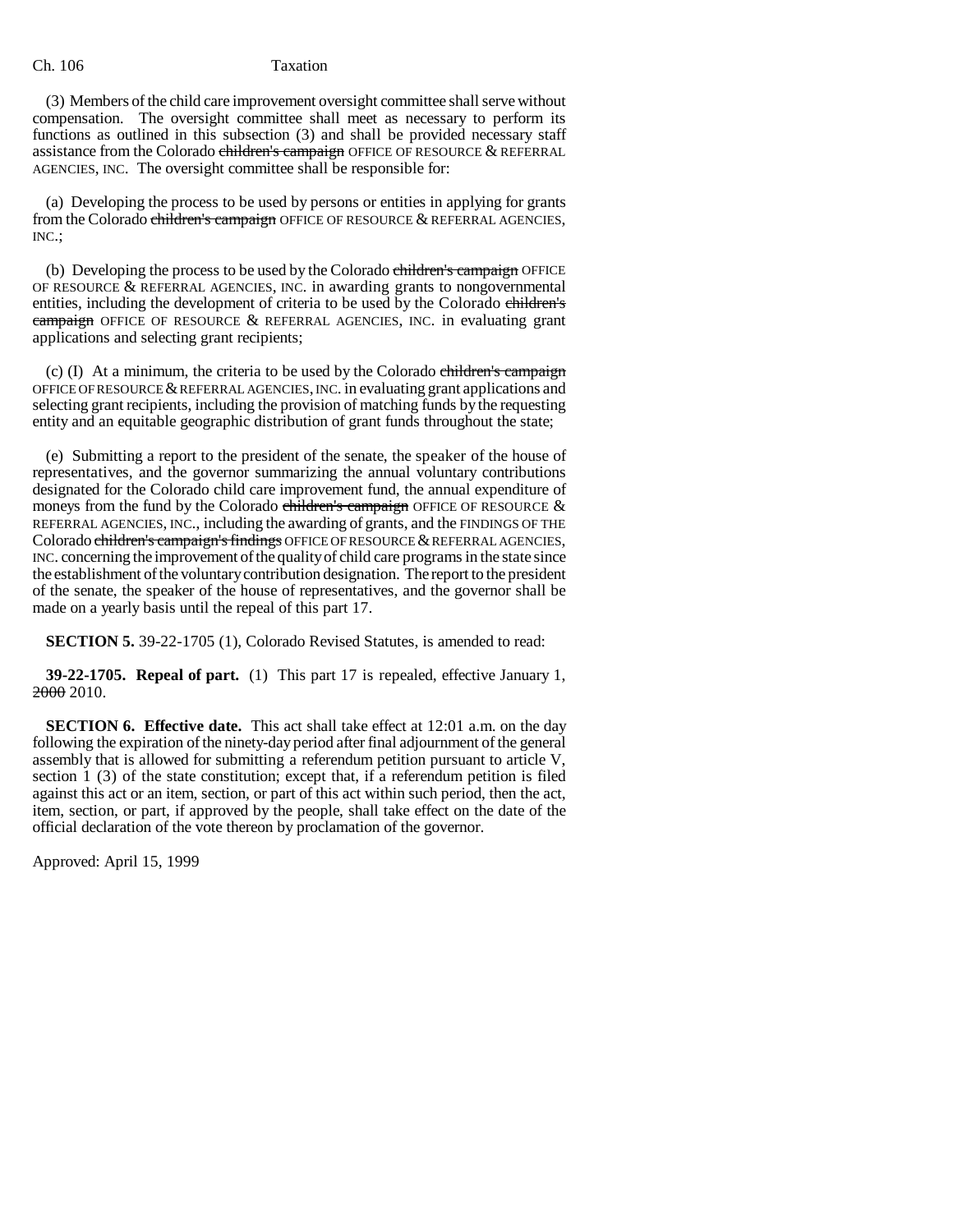(3) Members of the child care improvement oversight committee shall serve without compensation. The oversight committee shall meet as necessary to perform its functions as outlined in this subsection (3) and shall be provided necessary staff assistance from the Colorado ~~children's campaign~~ OFFICE OF RESOURCE & REFERRAL AGENCIES, INC. The oversight committee shall be responsible for:

(a) Developing the process to be used by persons or entities in applying for grants from the Colorado ~~children's campaign~~ OFFICE OF RESOURCE & REFERRAL AGENCIES, INC.;

(b) Developing the process to be used by the Colorado ~~children's campaign~~ OFFICE OF RESOURCE & REFERRAL AGENCIES, INC. in awarding grants to nongovernmental entities, including the development of criteria to be used by the Colorado ~~children's campaign~~ OFFICE OF RESOURCE & REFERRAL AGENCIES, INC. in evaluating grant applications and selecting grant recipients;

(c) (I) At a minimum, the criteria to be used by the Colorado ~~children's campaign~~ OFFICE OF RESOURCE & REFERRAL AGENCIES, INC. in evaluating grant applications and selecting grant recipients, including the provision of matching funds by the requesting entity and an equitable geographic distribution of grant funds throughout the state;

(e) Submitting a report to the president of the senate, the speaker of the house of representatives, and the governor summarizing the annual voluntary contributions designated for the Colorado child care improvement fund, the annual expenditure of moneys from the fund by the Colorado ~~children's campaign~~ OFFICE OF RESOURCE & REFERRAL AGENCIES, INC., including the awarding of grants, and the FINDINGS OF THE Colorado ~~children's campaign's findings~~ OFFICE OF RESOURCE & REFERRAL AGENCIES, INC. concerning the improvement of the quality of child care programs in the state since the establishment of the voluntary contribution designation. The report to the president of the senate, the speaker of the house of representatives, and the governor shall be made on a yearly basis until the repeal of this part 17.

**SECTION 5.** 39-22-1705 (1), Colorado Revised Statutes, is amended to read:

**39-22-1705. Repeal of part.** (1) This part 17 is repealed, effective January 1, ~~2000~~ 2010.

**SECTION 6. Effective date.** This act shall take effect at 12:01 a.m. on the day following the expiration of the ninety-day period after final adjournment of the general assembly that is allowed for submitting a referendum petition pursuant to article V, section 1 (3) of the state constitution; except that, if a referendum petition is filed against this act or an item, section, or part of this act within such period, then the act, item, section, or part, if approved by the people, shall take effect on the date of the official declaration of the vote thereon by proclamation of the governor.

Approved: April 15, 1999